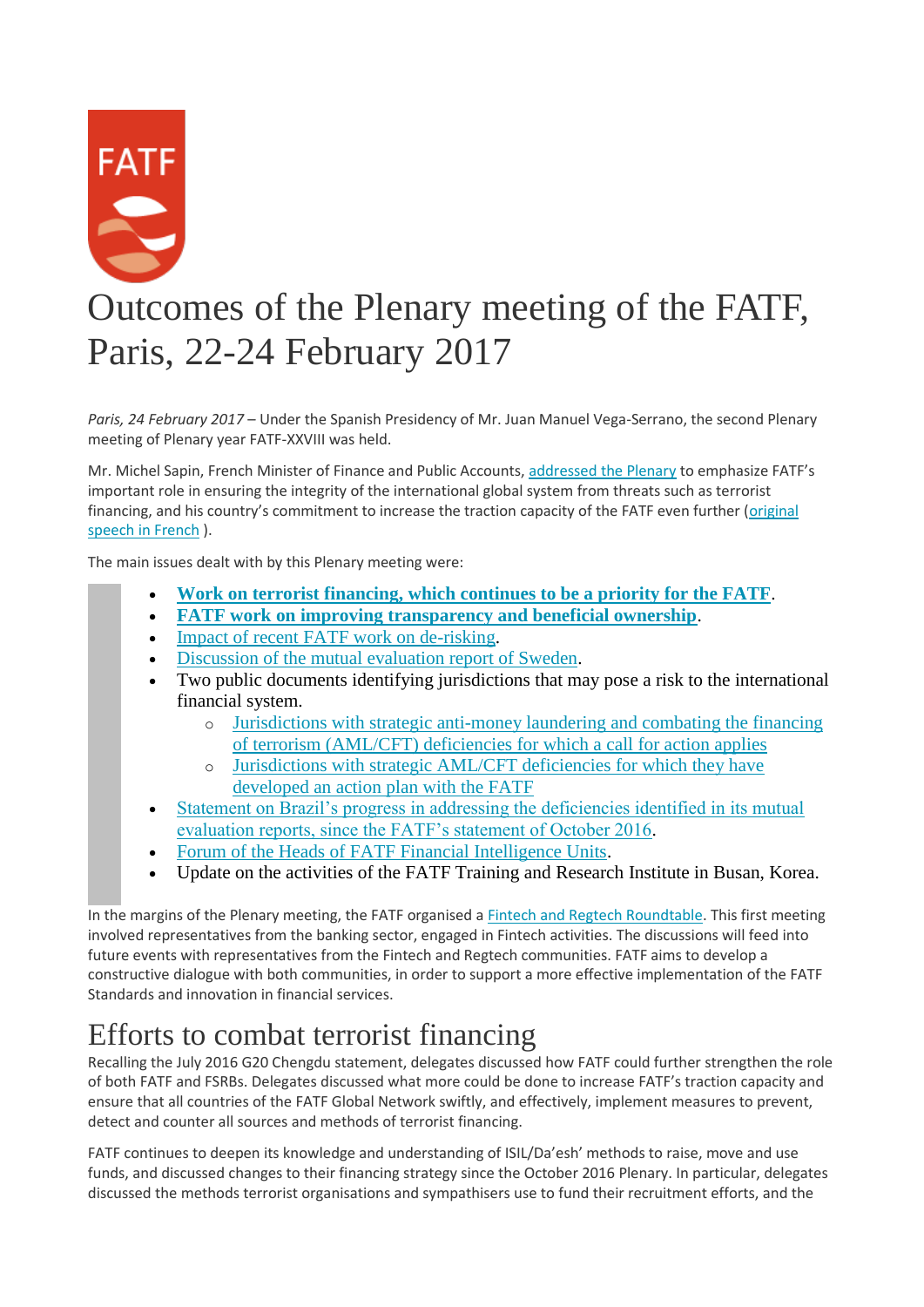# Outcomes of the Plenary meeting of the FATF, Paris, 22-24 February 2017

*Paris, 24 February 2017* – Under the Spanish Presidency of Mr. Juan Manuel Vega-Serrano, the second Plenary meeting of Plenary year FATF-XXVIII was held.

Mr. Michel Sapin, French Minister of Finance and Public Accounts, addressed the Plenary to emphasize FATF's important role in ensuring the integrity of the international global system from threats such as terrorist financing, and his country's commitment to increase the traction capacity of the FATF even further (original speech in French ).

The main issues dealt with by this Plenary meeting were:

- **Work on terrorist financing, which continues to be a priority for the FATF**.
- **FATF work on improving transparency and beneficial ownership**.
- Impact of recent FATF work on de-risking.
- Discussion of the mutual evaluation report of Sweden.
- Two public documents identifying jurisdictions that may pose a risk to the international financial system.
    - Jurisdictions with strategic anti-money laundering and combating the financing of terrorism (AML/CFT) deficiencies for which a call for action applies
    - Jurisdictions with strategic AML/CFT deficiencies for which they have developed an action plan with the FATF
- Statement on Brazil's progress in addressing the deficiencies identified in its mutual evaluation reports, since the FATF's statement of October 2016.
- Forum of the Heads of FATF Financial Intelligence Units.
- Update on the activities of the FATF Training and Research Institute in Busan, Korea.

In the margins of the Plenary meeting, the FATF organised a Fintech and Regtech Roundtable. This first meeting involved representatives from the banking sector, engaged in Fintech activities. The discussions will feed into future events with representatives from the Fintech and Regtech communities. FATF aims to develop a constructive dialogue with both communities, in order to support a more effective implementation of the FATF Standards and innovation in financial services.

## Efforts to combat terrorist financing

Recalling the July 2016 G20 Chengdu statement, delegates discussed how FATF could further strengthen the role of both FATF and FSRBs. Delegates discussed what more could be done to increase FATF's traction capacity and ensure that all countries of the FATF Global Network swiftly, and effectively, implement measures to prevent, detect and counter all sources and methods of terrorist financing.

FATF continues to deepen its knowledge and understanding of ISIL/Da'esh' methods to raise, move and use funds, and discussed changes to their financing strategy since the October 2016 Plenary. In particular, delegates discussed the methods terrorist organisations and sympathisers use to fund their recruitment efforts, and the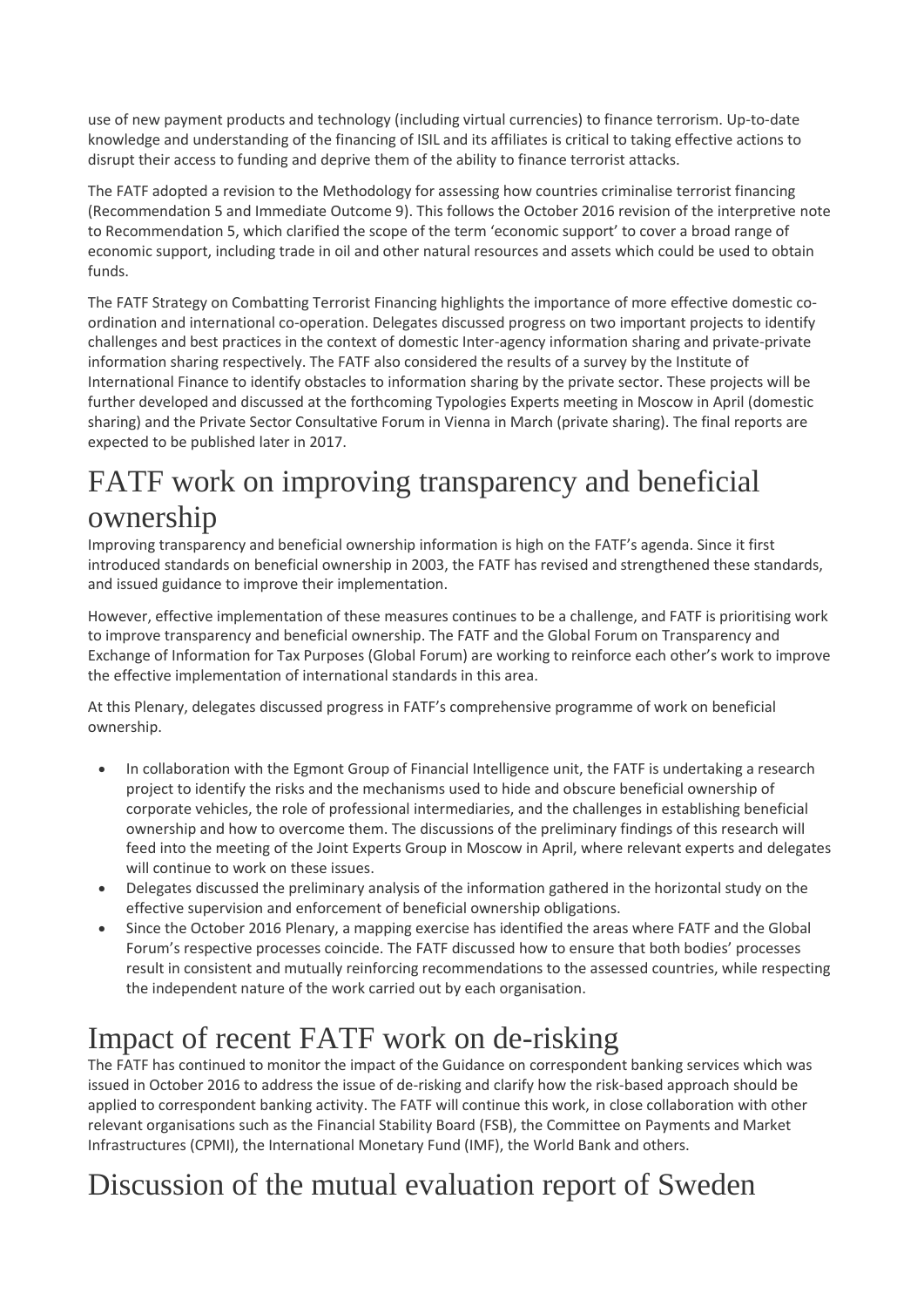use of new payment products and technology (including virtual currencies) to finance terrorism. Up-to-date knowledge and understanding of the financing of ISIL and its affiliates is critical to taking effective actions to disrupt their access to funding and deprive them of the ability to finance terrorist attacks.

The FATF adopted a revision to the Methodology for assessing how countries criminalise terrorist financing (Recommendation 5 and Immediate Outcome 9). This follows the October 2016 revision of the interpretive note to Recommendation 5, which clarified the scope of the term 'economic support' to cover a broad range of economic support, including trade in oil and other natural resources and assets which could be used to obtain funds.

The FATF Strategy on Combatting Terrorist Financing highlights the importance of more effective domestic co-ordination and international co-operation. Delegates discussed progress on two important projects to identify challenges and best practices in the context of domestic Inter-agency information sharing and private-private information sharing respectively. The FATF also considered the results of a survey by the Institute of International Finance to identify obstacles to information sharing by the private sector. These projects will be further developed and discussed at the forthcoming Typologies Experts meeting in Moscow in April (domestic sharing) and the Private Sector Consultative Forum in Vienna in March (private sharing). The final reports are expected to be published later in 2017.

# FATF work on improving transparency and beneficial ownership

Improving transparency and beneficial ownership information is high on the FATF's agenda. Since it first introduced standards on beneficial ownership in 2003, the FATF has revised and strengthened these standards, and issued guidance to improve their implementation.

However, effective implementation of these measures continues to be a challenge, and FATF is prioritising work to improve transparency and beneficial ownership. The FATF and the Global Forum on Transparency and Exchange of Information for Tax Purposes (Global Forum) are working to reinforce each other's work to improve the effective implementation of international standards in this area.

At this Plenary, delegates discussed progress in FATF's comprehensive programme of work on beneficial ownership.

- In collaboration with the Egmont Group of Financial Intelligence unit, the FATF is undertaking a research project to identify the risks and the mechanisms used to hide and obscure beneficial ownership of corporate vehicles, the role of professional intermediaries, and the challenges in establishing beneficial ownership and how to overcome them. The discussions of the preliminary findings of this research will feed into the meeting of the Joint Experts Group in Moscow in April, where relevant experts and delegates will continue to work on these issues.
- Delegates discussed the preliminary analysis of the information gathered in the horizontal study on the effective supervision and enforcement of beneficial ownership obligations.
- Since the October 2016 Plenary, a mapping exercise has identified the areas where FATF and the Global Forum's respective processes coincide. The FATF discussed how to ensure that both bodies' processes result in consistent and mutually reinforcing recommendations to the assessed countries, while respecting the independent nature of the work carried out by each organisation.

# Impact of recent FATF work on de-risking

The FATF has continued to monitor the impact of the Guidance on correspondent banking services which was issued in October 2016 to address the issue of de-risking and clarify how the risk-based approach should be applied to correspondent banking activity. The FATF will continue this work, in close collaboration with other relevant organisations such as the Financial Stability Board (FSB), the Committee on Payments and Market Infrastructures (CPMI), the International Monetary Fund (IMF), the World Bank and others.

# Discussion of the mutual evaluation report of Sweden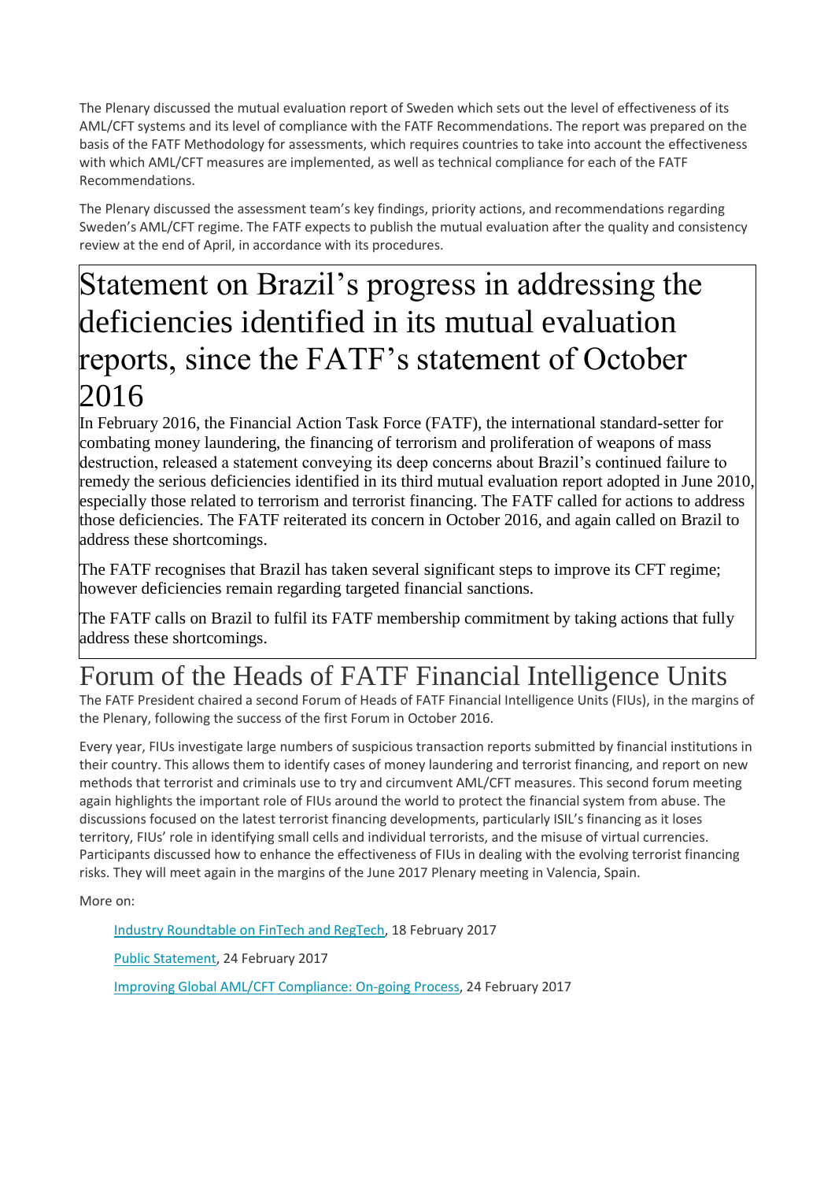The Plenary discussed the mutual evaluation report of Sweden which sets out the level of effectiveness of its AML/CFT systems and its level of compliance with the FATF Recommendations. The report was prepared on the basis of the FATF Methodology for assessments, which requires countries to take into account the effectiveness with which AML/CFT measures are implemented, as well as technical compliance for each of the FATF Recommendations.

The Plenary discussed the assessment team's key findings, priority actions, and recommendations regarding Sweden's AML/CFT regime. The FATF expects to publish the mutual evaluation after the quality and consistency review at the end of April, in accordance with its procedures.

# Statement on Brazil's progress in addressing the deficiencies identified in its mutual evaluation reports, since the FATF's statement of October 2016

In February 2016, the Financial Action Task Force (FATF), the international standard-setter for combating money laundering, the financing of terrorism and proliferation of weapons of mass destruction, released a statement conveying its deep concerns about Brazil's continued failure to remedy the serious deficiencies identified in its third mutual evaluation report adopted in June 2010, especially those related to terrorism and terrorist financing. The FATF called for actions to address those deficiencies. The FATF reiterated its concern in October 2016, and again called on Brazil to address these shortcomings.

The FATF recognises that Brazil has taken several significant steps to improve its CFT regime; however deficiencies remain regarding targeted financial sanctions.

The FATF calls on Brazil to fulfil its FATF membership commitment by taking actions that fully address these shortcomings.

# Forum of the Heads of FATF Financial Intelligence Units

The FATF President chaired a second Forum of Heads of FATF Financial Intelligence Units (FIUs), in the margins of the Plenary, following the success of the first Forum in October 2016.

Every year, FIUs investigate large numbers of suspicious transaction reports submitted by financial institutions in their country. This allows them to identify cases of money laundering and terrorist financing, and report on new methods that terrorist and criminals use to try and circumvent AML/CFT measures. This second forum meeting again highlights the important role of FIUs around the world to protect the financial system from abuse. The discussions focused on the latest terrorist financing developments, particularly ISIL's financing as it loses territory, FIUs' role in identifying small cells and individual terrorists, and the misuse of virtual currencies. Participants discussed how to enhance the effectiveness of FIUs in dealing with the evolving terrorist financing risks. They will meet again in the margins of the June 2017 Plenary meeting in Valencia, Spain.

More on:

- Industry Roundtable on FinTech and RegTech, 18 February 2017
- Public Statement, 24 February 2017
- Improving Global AML/CFT Compliance: On-going Process, 24 February 2017